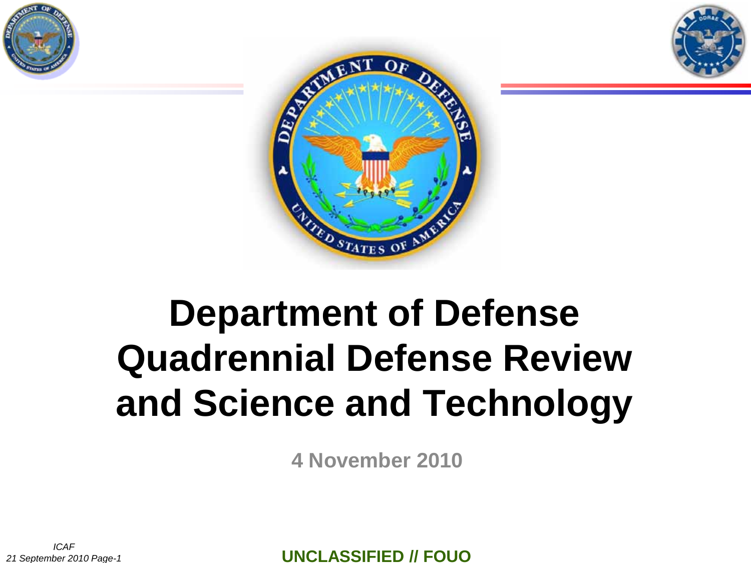# Department of Defense Quadrennial Defense Review and Science and Technology

**4 November 2010**

*ICAF*
*21 September 2010 Page-1*

**UNCLASSIFIED // FOUO**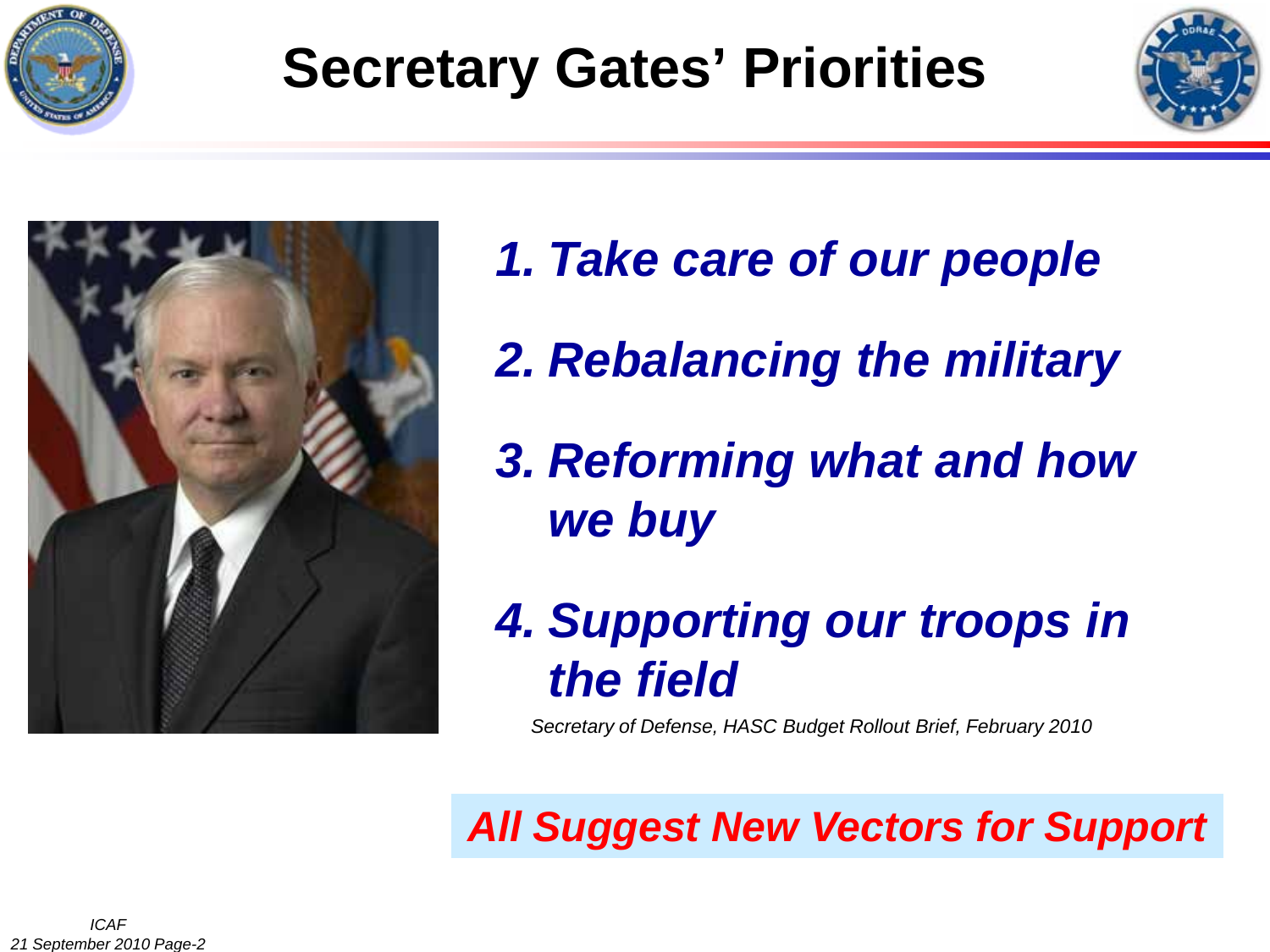# Secretary Gates' Priorities

1. ***Take care of our people***
2. ***Rebalancing the military***
3. ***Reforming what and how we buy***
4. ***Supporting our troops in the field***

*Secretary of Defense, HASC Budget Rollout Brief, February 2010*

***All Suggest New Vectors for Support***

*ICAF*
*21 September 2010*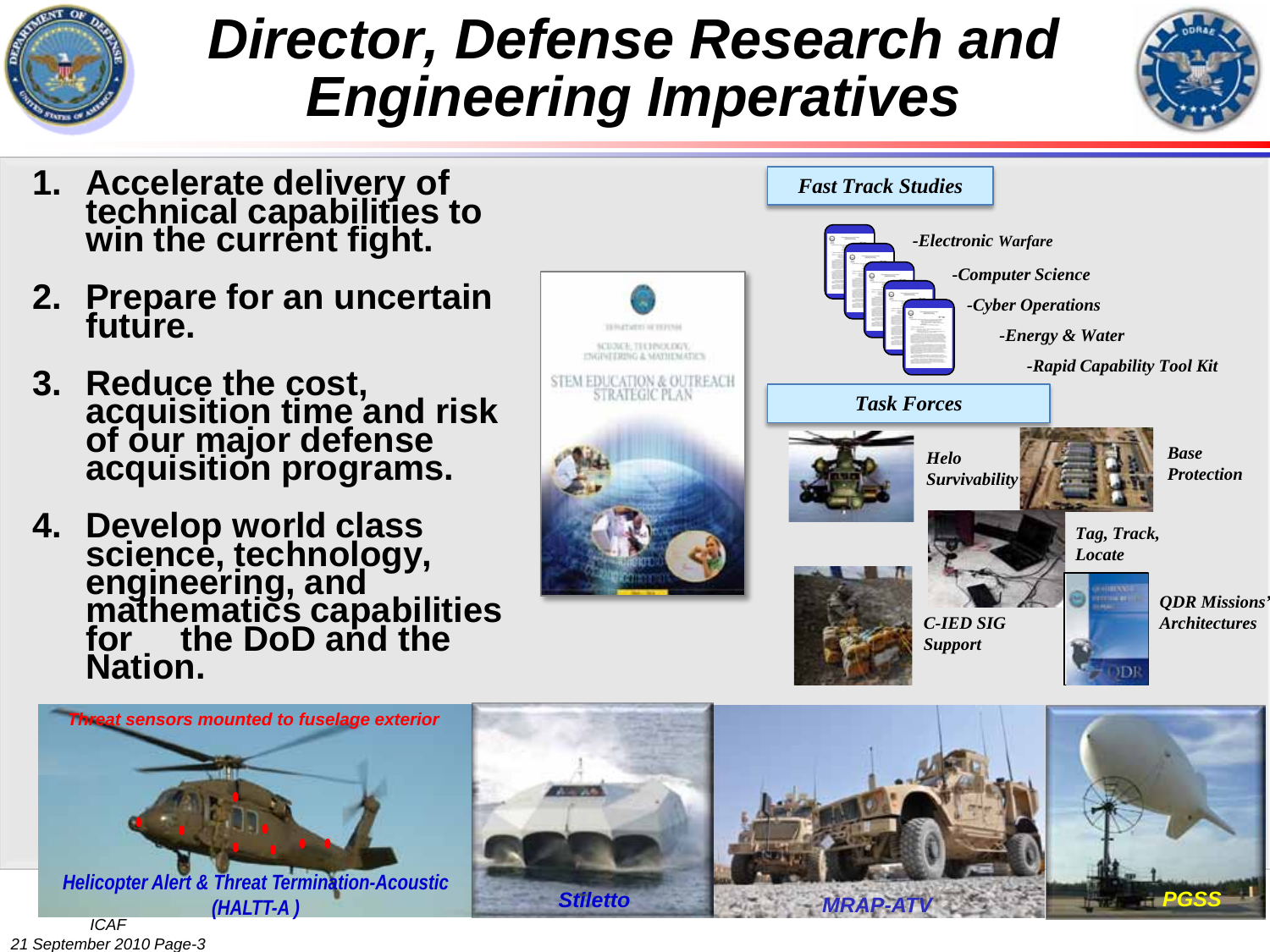# Director, Defense Research and Engineering Imperatives

1. **Accelerate delivery of technical capabilities to win the current fight.**
2. **Prepare for an uncertain future.**
3. **Reduce the cost, acquisition time and risk of our major defense acquisition programs.**
4. **Develop world class science, technology, engineering, and mathematics capabilities for the DoD and the Nation.**

DEPARTMENT OF DEFENSE
SCIENCE, TECHNOLOGY, ENGINEERING & MATHEMATICS
STEM EDUCATION & OUTREACH STRATEGIC PLAN

***Fast Track Studies***

- *-Electronic Warfare*
- *-Computer Science*
- *-Cyber Operations*
- *-Energy & Water*
- *-Rapid Capability Tool Kit*

***Task Forces***

- *Helo Survivability*
- *Base Protection*
- *Tag, Track, Locate*
- *C-IED SIG Support*
- *QDR Missions' Architectures*

*Threat sensors mounted to fuselage exterior*

*Helicopter Alert & Threat Termination-Acoustic (HALTT-A )*

*Stiletto*

*MRAP-ATV*

*PGSS*

*ICAF*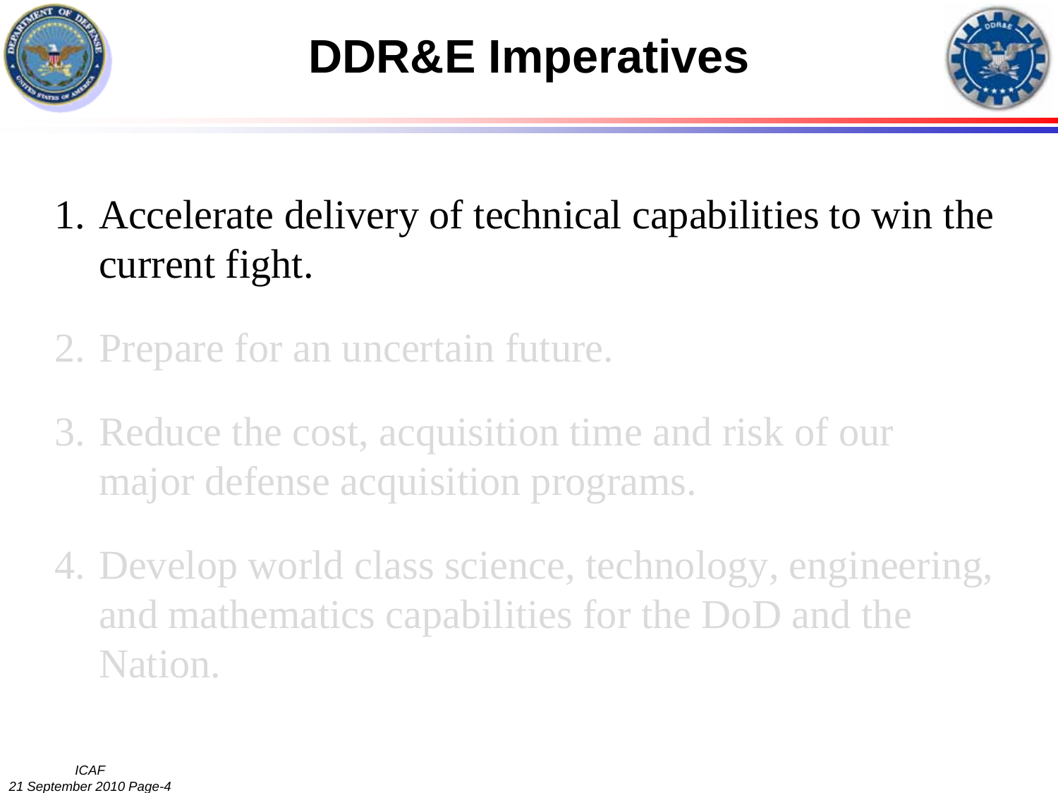# DDR&E Imperatives

1. Accelerate delivery of technical capabilities to win the current fight.
2. Prepare for an uncertain future.
3. Reduce the cost, acquisition time and risk of our major defense acquisition programs.
4. Develop world class science, technology, engineering, and mathematics capabilities for the DoD and the Nation.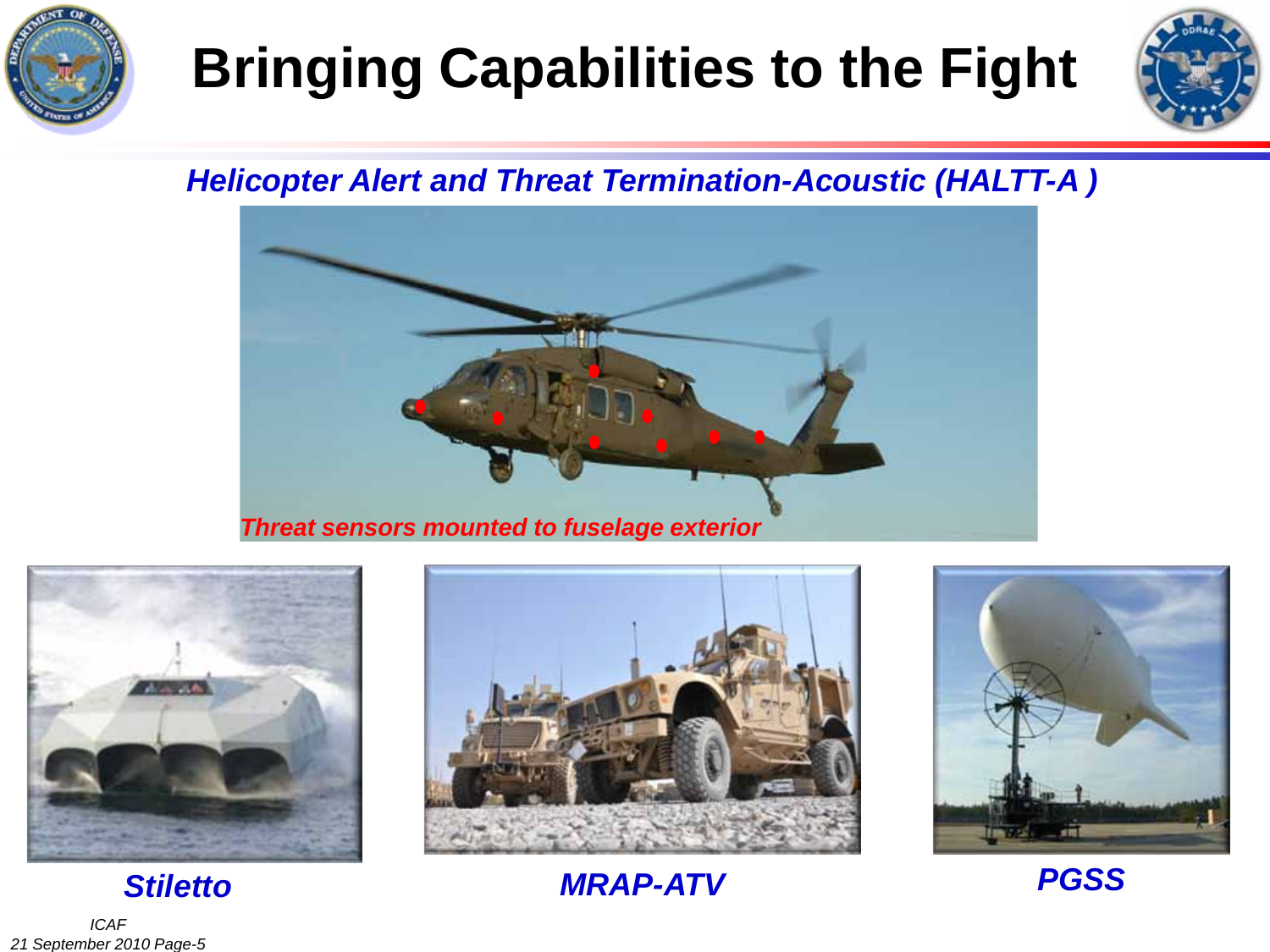# Bringing Capabilities to the Fight

## *Helicopter Alert and Threat Termination-Acoustic (HALTT-A )*

*Threat sensors mounted to fuselage exterior*

***Stiletto***

***MRAP-ATV***

***PGSS***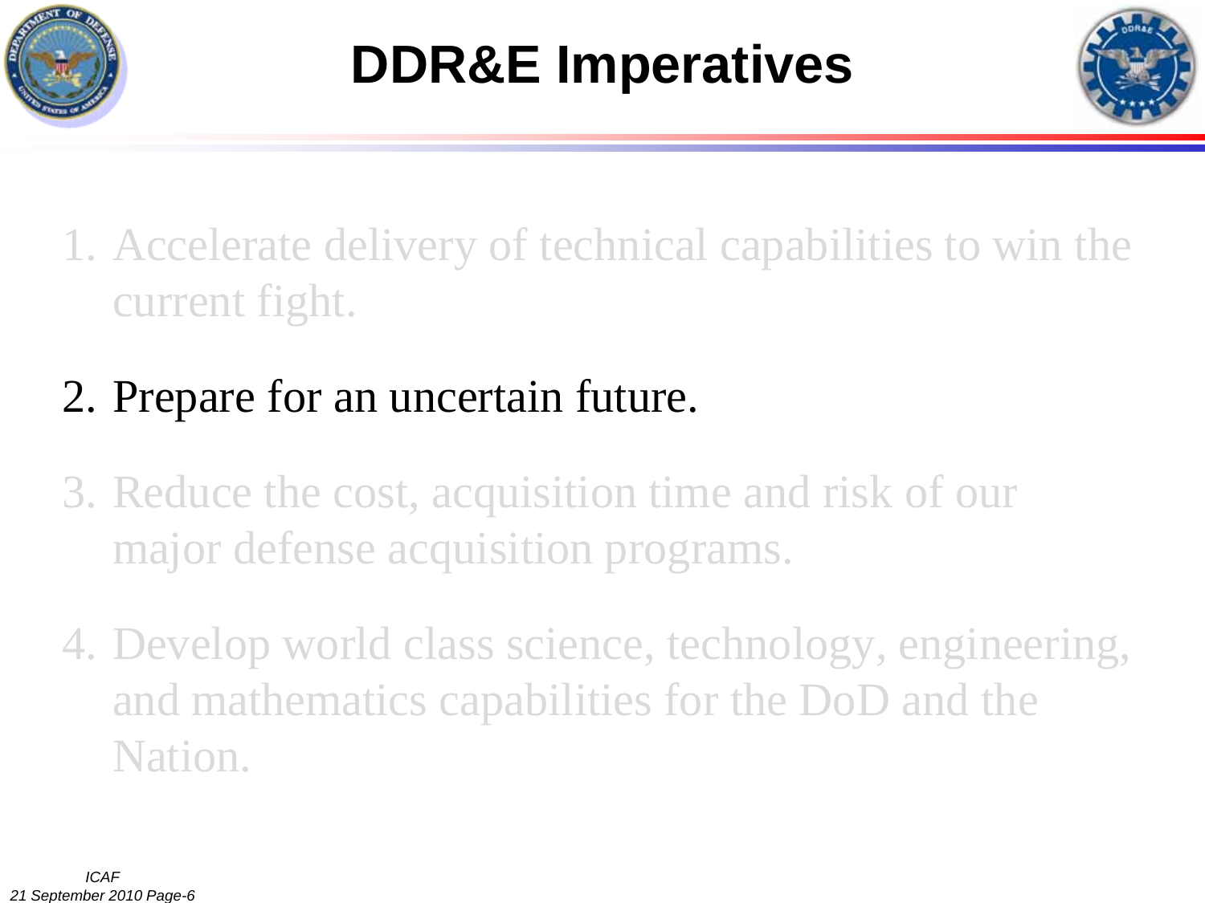# DDR&E Imperatives

1. Accelerate delivery of technical capabilities to win the current fight.
2. Prepare for an uncertain future.
3. Reduce the cost, acquisition time and risk of our major defense acquisition programs.
4. Develop world class science, technology, engineering, and mathematics capabilities for the DoD and the Nation.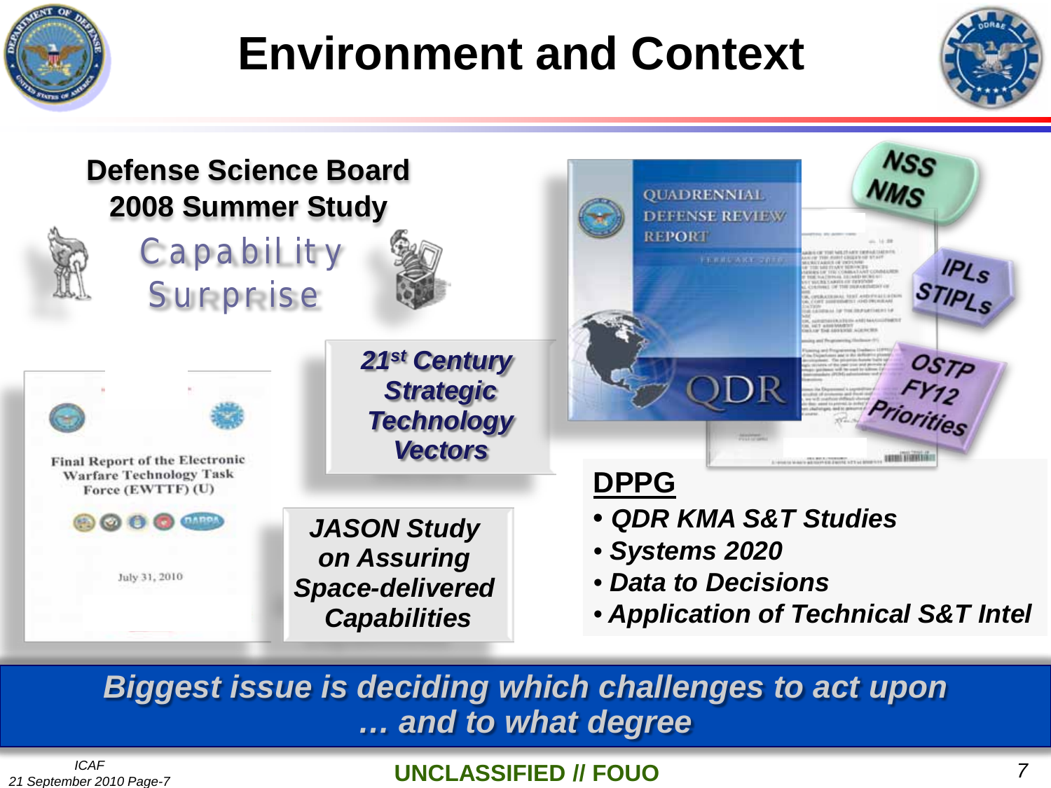# Environment and Context

**Defense Science Board 2008 Summer Study**

Capability Surprise

Final Report of the Electronic Warfare Technology Task Force (EWTTF) (U)

July 31, 2010

***21st Century Strategic Technology Vectors***

***JASON Study on Assuring Space-delivered Capabilities***

QUADRENNIAL DEFENSE REVIEW REPORT

FEBRUARY 2010

QDR

NSS NMS

IPLs STIPLs

OSTP FY12 Priorities

**DPPG**

- *QDR KMA S&T Studies*
- *Systems 2020*
- *Data to Decisions*
- *Application of Technical S&T Intel*

***Biggest issue is deciding which challenges to act upon … and to what degree***

ICAF
21 September 2010 Page-7

UNCLASSIFIED // FOUO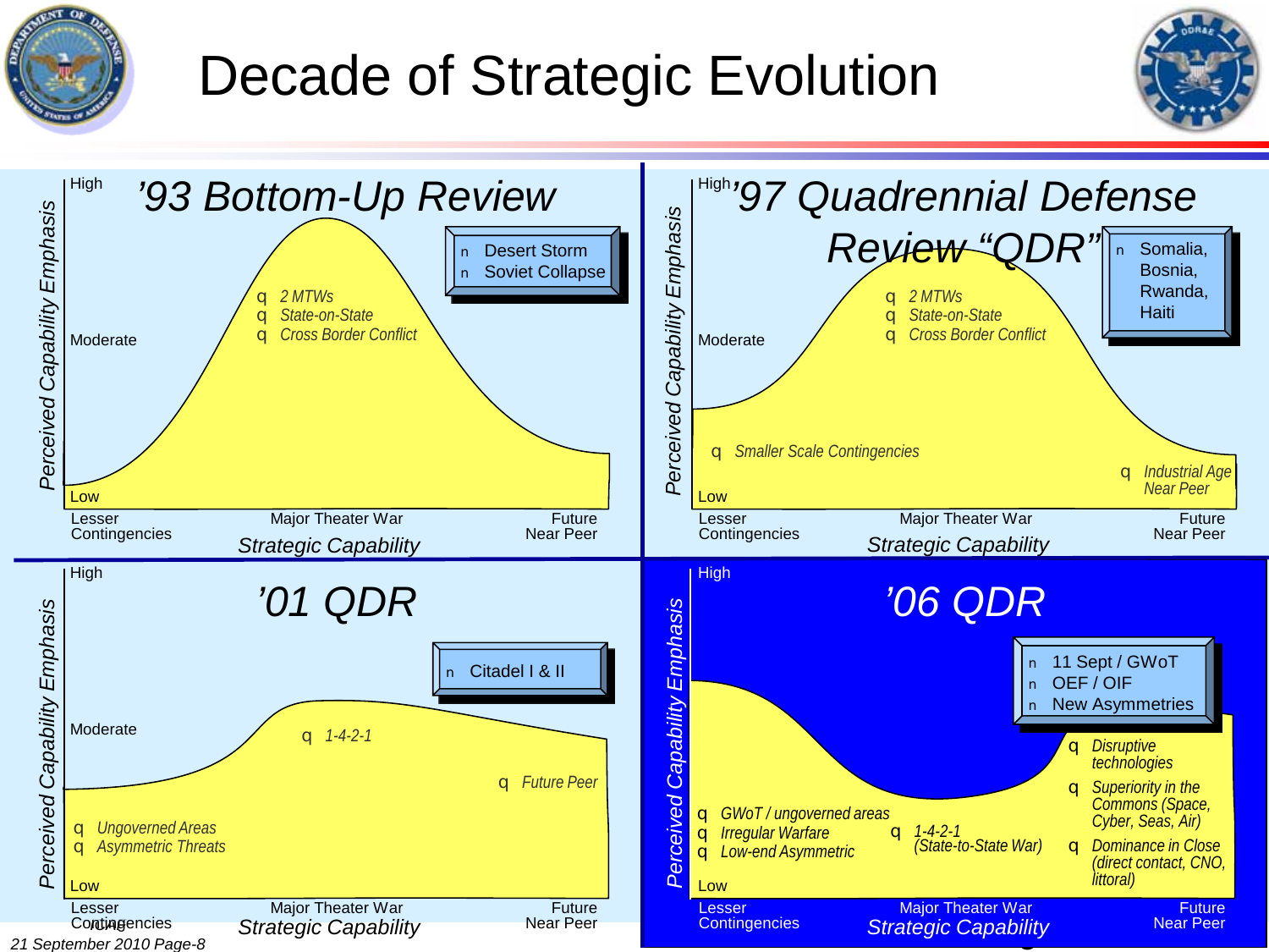# Decade of Strategic Evolution

## '93 Bottom-Up Review

- Desert Storm
- Soviet Collapse

Perceived Capability Emphasis: High / Moderate / Low

- *2 MTWs*
- *State-on-State*
- *Cross Border Conflict*

Strategic Capability: Lesser Contingencies — Major Theater War — Future Near Peer

## '97 Quadrennial Defense Review "QDR"

- Somalia, Bosnia, Rwanda, Haiti

Perceived Capability Emphasis: High / Moderate / Low

- *2 MTWs*
- *State-on-State*
- *Cross Border Conflict*
- *Smaller Scale Contingencies*
- *Industrial Age Near Peer*

Strategic Capability: Lesser Contingencies — Major Theater War — Future Near Peer

## '01 QDR

- Citadel I & II

Perceived Capability Emphasis: High / Moderate / Low

- *1-4-2-1*
- *Future Peer*
- *Ungoverned Areas*
- *Asymmetric Threats*

Strategic Capability: Lesser Contingencies — Major Theater War — Future Near Peer

## '06 QDR

- 11 Sept / GWoT
- OEF / OIF
- New Asymmetries

Perceived Capability Emphasis: High / Low

- *Disruptive technologies*
- *Superiority in the Commons (Space, Cyber, Seas, Air)*
- *Dominance in Close (direct contact, CNO, littoral)*
- *GWoT / ungoverned areas*
- *Irregular Warfare*
- *Low-end Asymmetric*
- *1-4-2-1 (State-to-State War)*

Strategic Capability: Lesser Contingencies — Major Theater War — Future Near Peer

*21 September 2010 Page-8*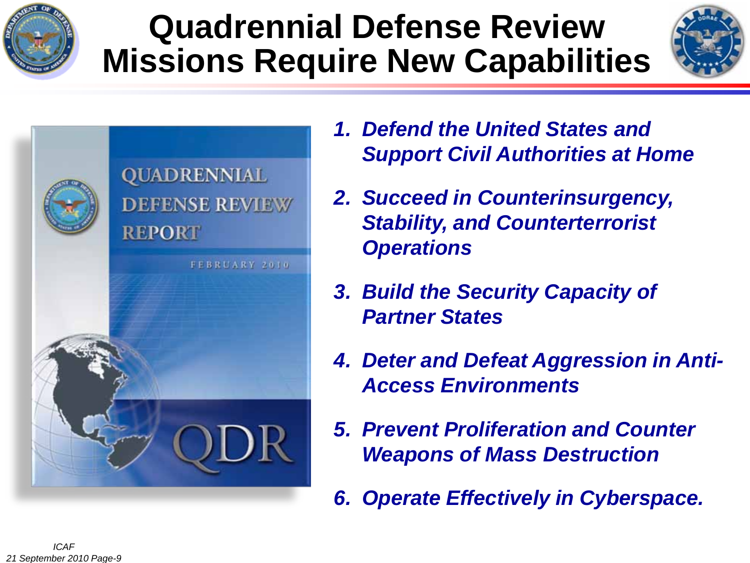# Quadrennial Defense Review Missions Require New Capabilities

1. *Defend the United States and Support Civil Authorities at Home*
2. *Succeed in Counterinsurgency, Stability, and Counterterrorist Operations*
3. *Build the Security Capacity of Partner States*
4. *Deter and Defeat Aggression in Anti-Access Environments*
5. *Prevent Proliferation and Counter Weapons of Mass Destruction*
6. *Operate Effectively in Cyberspace.*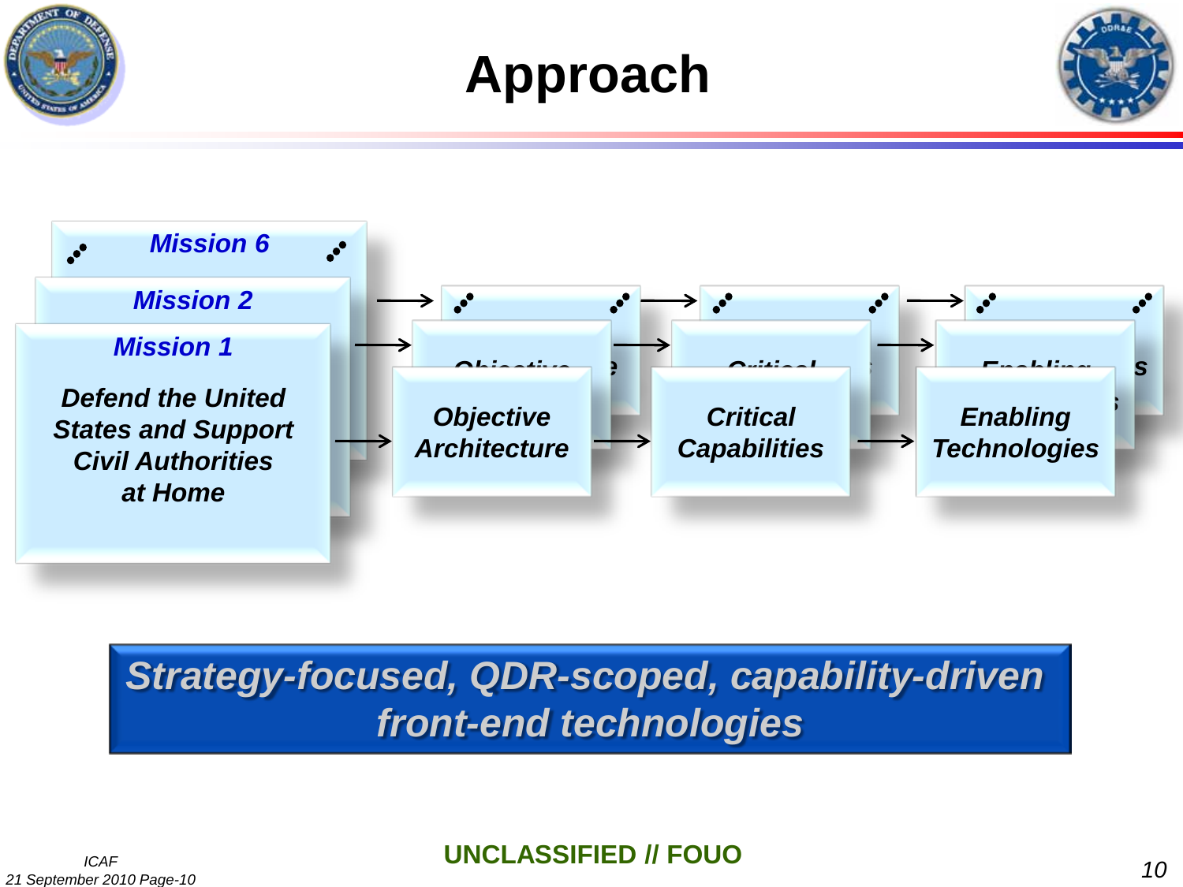# Approach

**Mission 6**

**Mission 2**

**Mission 1**

*Defend the United States and Support Civil Authorities at Home*

→ *Objective Architecture* → *Critical Capabilities* → *Enabling Technologies*

***Strategy-focused, QDR-scoped, capability-driven front-end technologies***

**UNCLASSIFIED // FOUO**

*ICAF*
*21 September 2010 Page-10*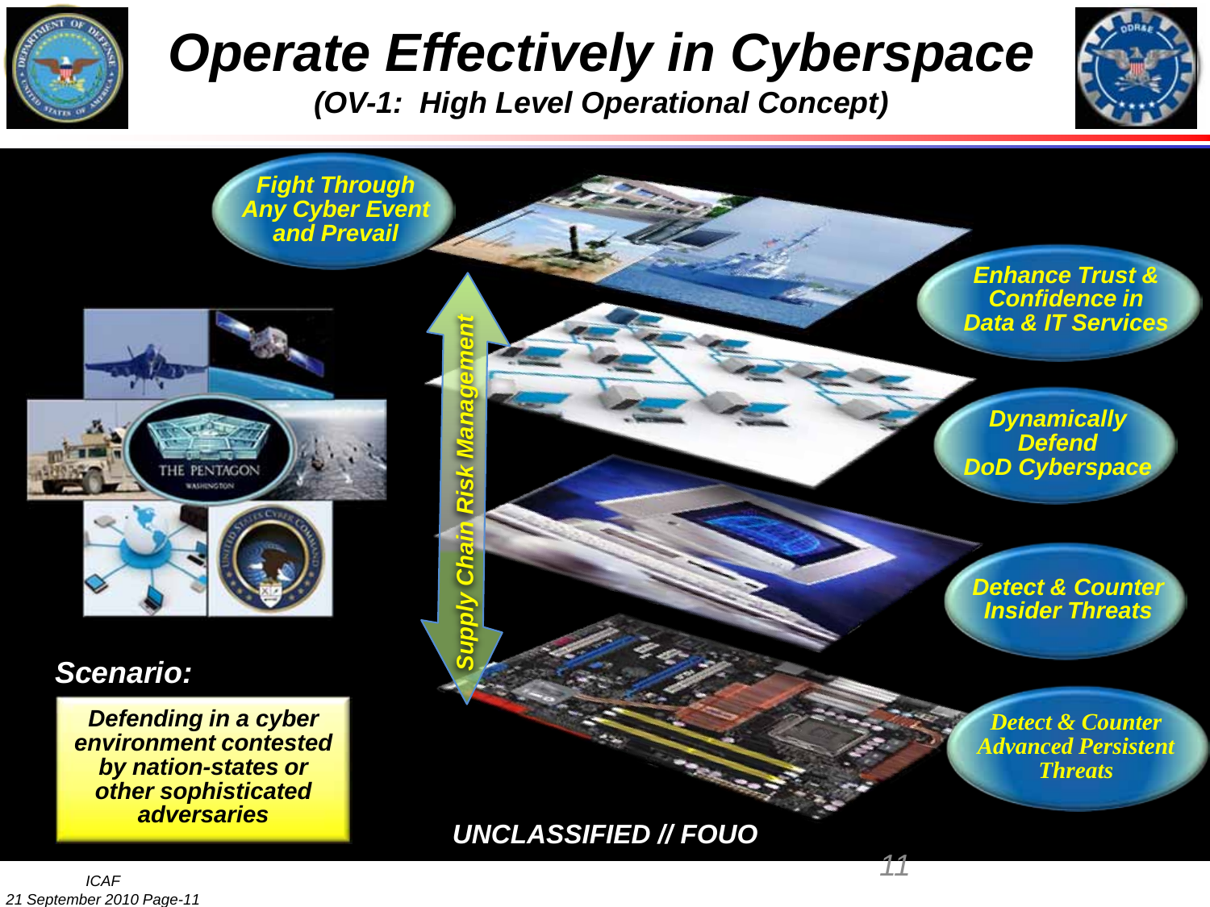# Operate Effectively in Cyberspace

***(OV-1: High Level Operational Concept)***

*Fight Through Any Cyber Event and Prevail*

*Enhance Trust & Confidence in Data & IT Services*

*Dynamically Defend DoD Cyberspace*

*Detect & Counter Insider Threats*

*Detect & Counter Advanced Persistent Threats*

*Supply Chain Risk Management*

***Scenario:***

***Defending in a cyber environment contested by nation-states or other sophisticated adversaries***

***UNCLASSIFIED // FOUO***

*ICAF*
*21 September 2010 Page-11*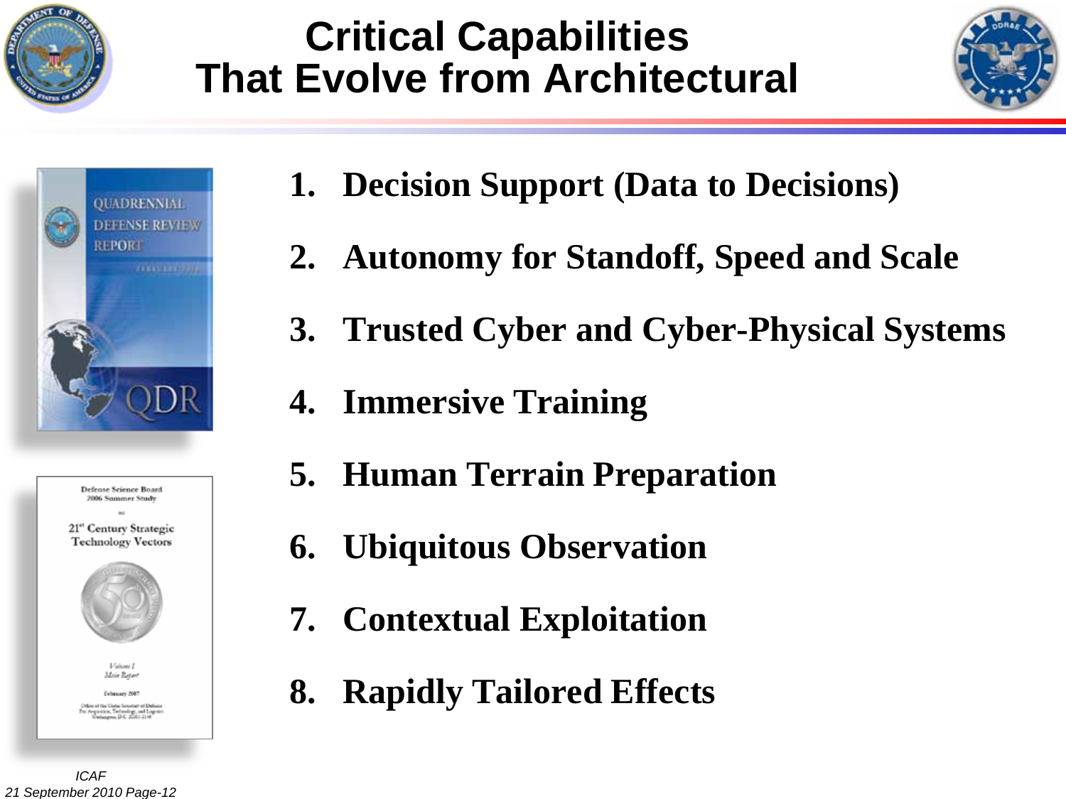# Critical Capabilities That Evolve from Architectural

1. **Decision Support (Data to Decisions)**
2. **Autonomy for Standoff, Speed and Scale**
3. **Trusted Cyber and Cyber-Physical Systems**
4. **Immersive Training**
5. **Human Terrain Preparation**
6. **Ubiquitous Observation**
7. **Contextual Exploitation**
8. **Rapidly Tailored Effects**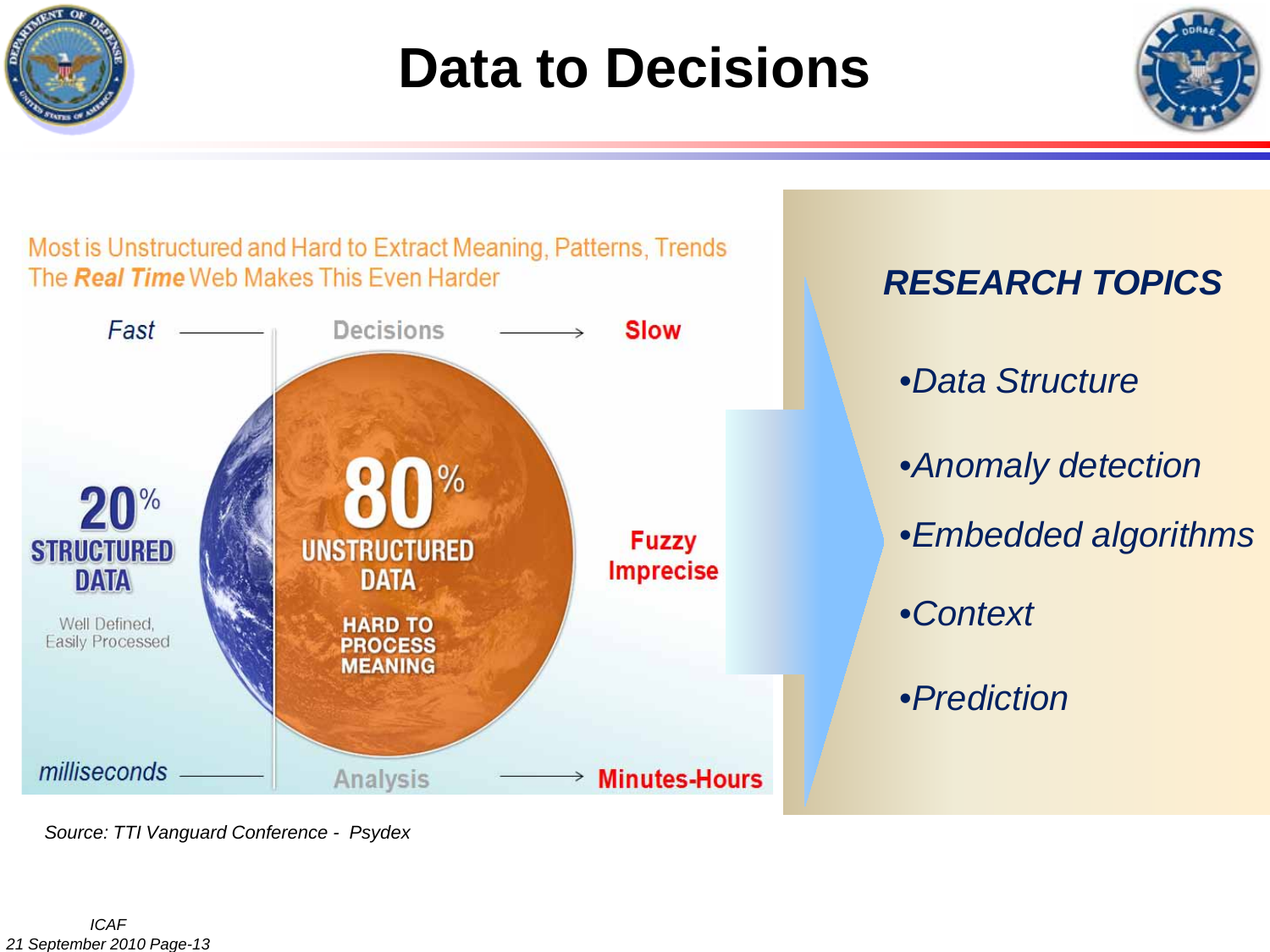# Data to Decisions

Most is Unstructured and Hard to Extract Meaning, Patterns, Trends
The ***Real Time*** Web Makes This Even Harder

Fast — Decisions → Slow

**20%** **STRUCTURED DATA**
Well Defined, Easily Processed

**80%** **UNSTRUCTURED DATA**
**HARD TO PROCESS MEANING**

**Fuzzy Imprecise**

milliseconds — Analysis → Minutes-Hours

*Source: TTI Vanguard Conference - Psydex*

***RESEARCH TOPICS***

- *Data Structure*
- *Anomaly detection*
- *Embedded algorithms*
- *Context*
- *Prediction*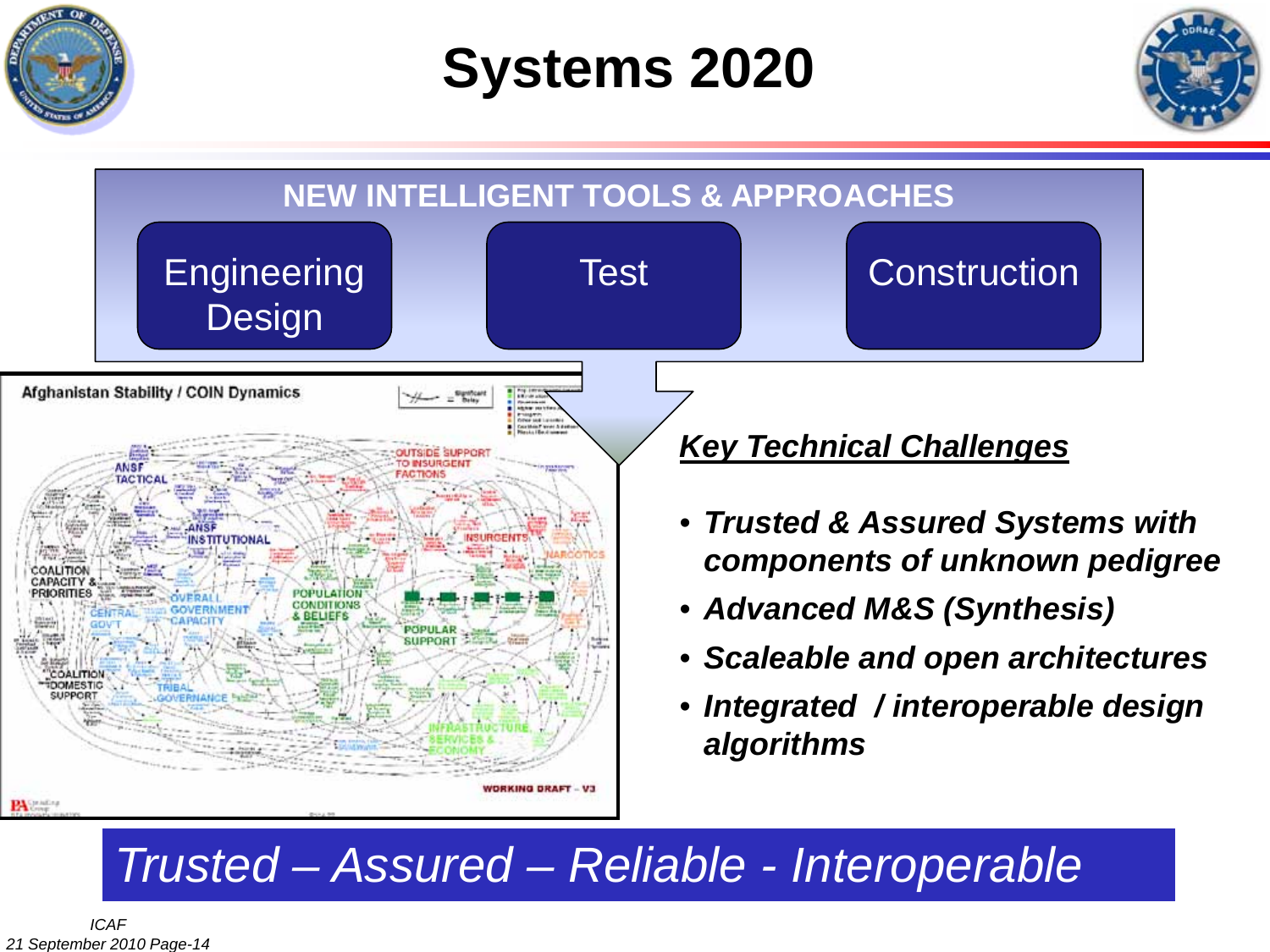# Systems 2020

## NEW INTELLIGENT TOOLS & APPROACHES

- Engineering Design
- Test
- Construction

Afghanistan Stability / COIN Dynamics

### Key Technical Challenges

- ***Trusted & Assured Systems with components of unknown pedigree***
- ***Advanced M&S (Synthesis)***
- ***Scaleable and open architectures***
- ***Integrated / interoperable design algorithms***

*Trusted – Assured – Reliable - Interoperable*

*ICAF*
*21 September 2010*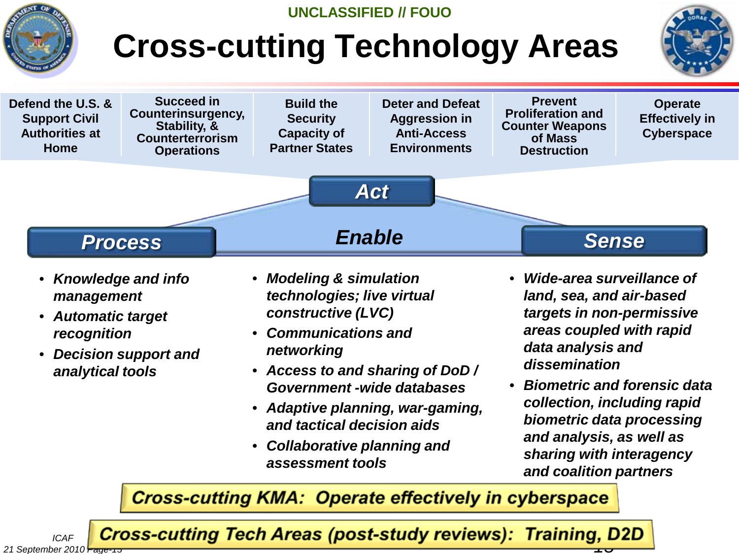UNCLASSIFIED // FOUO

# Cross-cutting Technology Areas

| Defend the U.S. & Support Civil Authorities at Home | Succeed in Counterinsurgency, Stability, & Counterterrorism Operations | Build the Security Capacity of Partner States | Deter and Defeat Aggression in Anti-Access Environments | Prevent Proliferation and Counter Weapons of Mass Destruction | Operate Effectively in Cyberspace |
|---|---|---|---|---|---|

**Act**

**Process** — **Enable** — **Sense**

### Process

- *Knowledge and info management*
- *Automatic target recognition*
- *Decision support and analytical tools*

### Enable

- *Modeling & simulation technologies; live virtual constructive (LVC)*
- *Communications and networking*
- *Access to and sharing of DoD / Government -wide databases*
- *Adaptive planning, war-gaming, and tactical decision aids*
- *Collaborative planning and assessment tools*

### Sense

- *Wide-area surveillance of land, sea, and air-based targets in non-permissive areas coupled with rapid data analysis and dissemination*
- *Biometric and forensic data collection, including rapid biometric data processing and analysis, as well as sharing with interagency and coalition partners*

**Cross-cutting KMA: Operate effectively in cyberspace**

**Cross-cutting Tech Areas (post-study reviews): Training, D2D**

ICAF
21 September 2010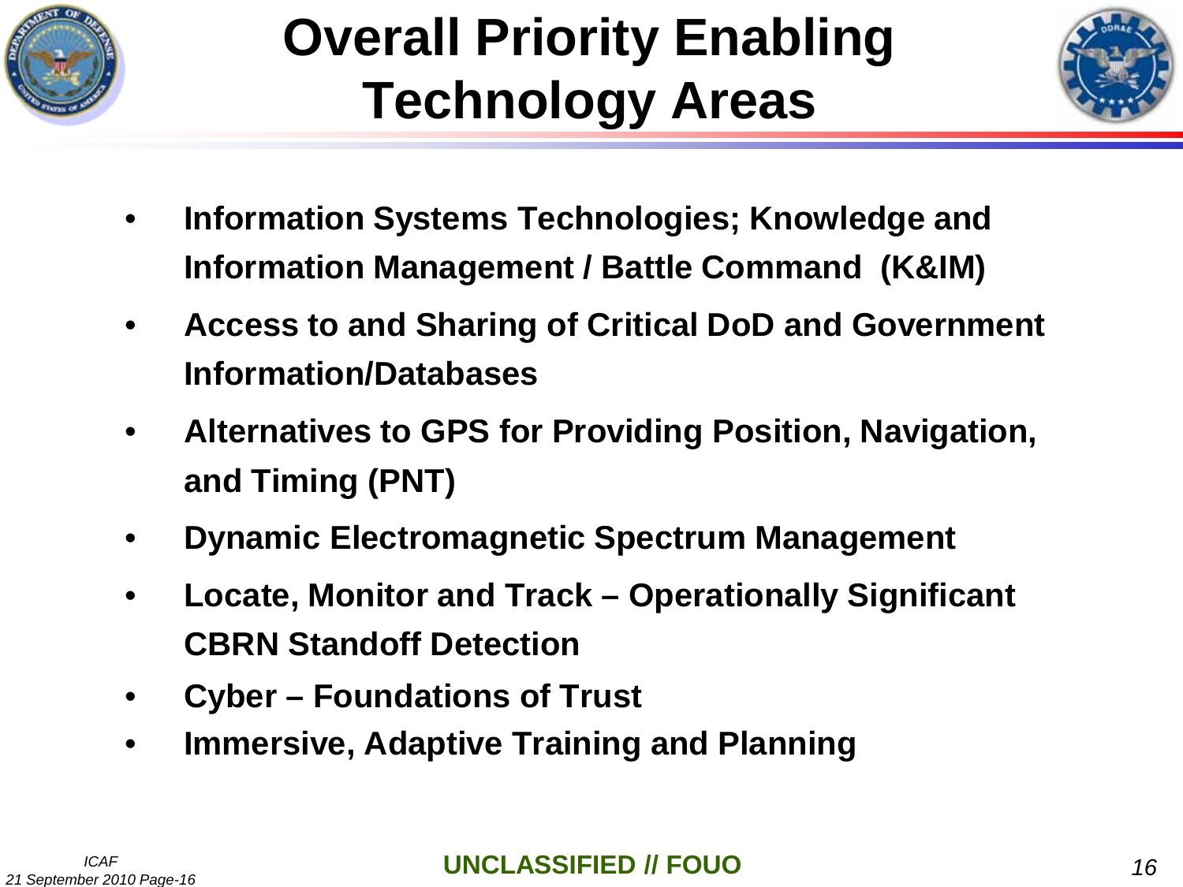# Overall Priority Enabling Technology Areas

- **Information Systems Technologies; Knowledge and Information Management / Battle Command (K&IM)**
- **Access to and Sharing of Critical DoD and Government Information/Databases**
- **Alternatives to GPS for Providing Position, Navigation, and Timing (PNT)**
- **Dynamic Electromagnetic Spectrum Management**
- **Locate, Monitor and Track – Operationally Significant CBRN Standoff Detection**
- **Cyber – Foundations of Trust**
- **Immersive, Adaptive Training and Planning**

**UNCLASSIFIED // FOUO**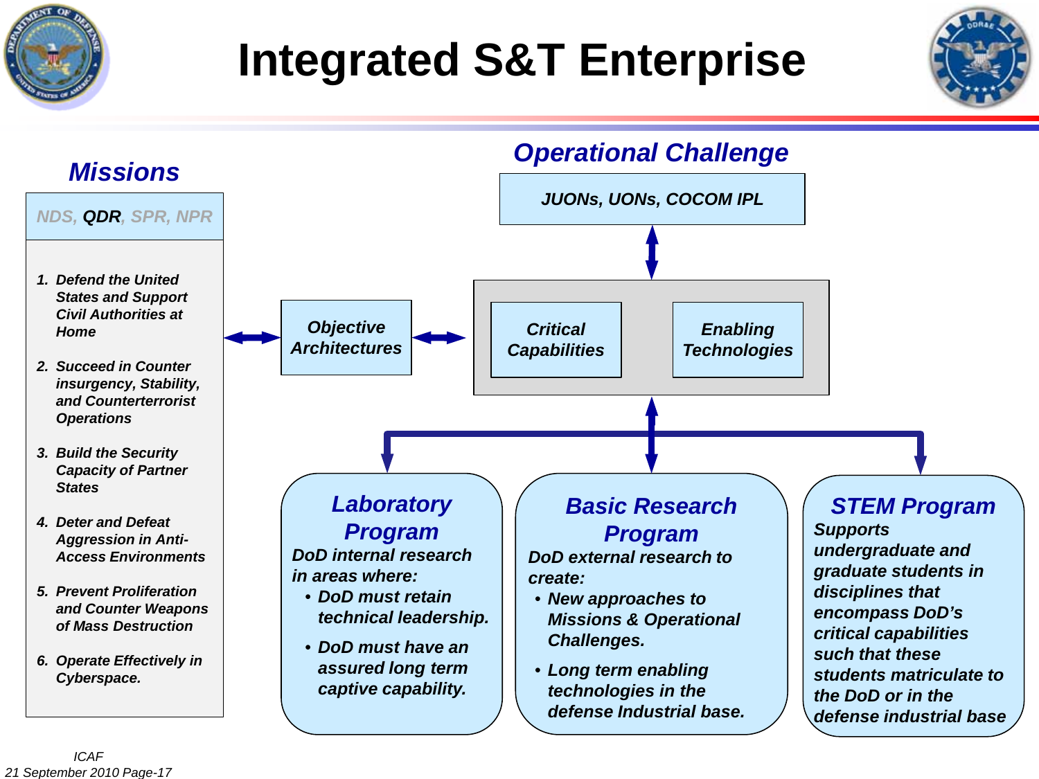# Integrated S&T Enterprise

## Missions

NDS, **QDR**, SPR, NPR

1. *Defend the United States and Support Civil Authorities at Home*
2. *Succeed in Counter insurgency, Stability, and Counterterrorist Operations*
3. *Build the Security Capacity of Partner States*
4. *Deter and Defeat Aggression in Anti-Access Environments*
5. *Prevent Proliferation and Counter Weapons of Mass Destruction*
6. *Operate Effectively in Cyberspace.*

## Objective Architectures

## Operational Challenge

*JUONs, UONs, COCOM IPL*

*Critical Capabilities*

*Enabling Technologies*

### Laboratory Program

*DoD internal research in areas where:*

- *DoD must retain technical leadership.*
- *DoD must have an assured long term captive capability.*

### Basic Research Program

*DoD external research to create:*

- *New approaches to Missions & Operational Challenges.*
- *Long term enabling technologies in the defense Industrial base.*

### STEM Program

*Supports undergraduate and graduate students in disciplines that encompass DoD's critical capabilities such that these students matriculate to the DoD or in the defense industrial base*

*ICAF*
*21 September 2010*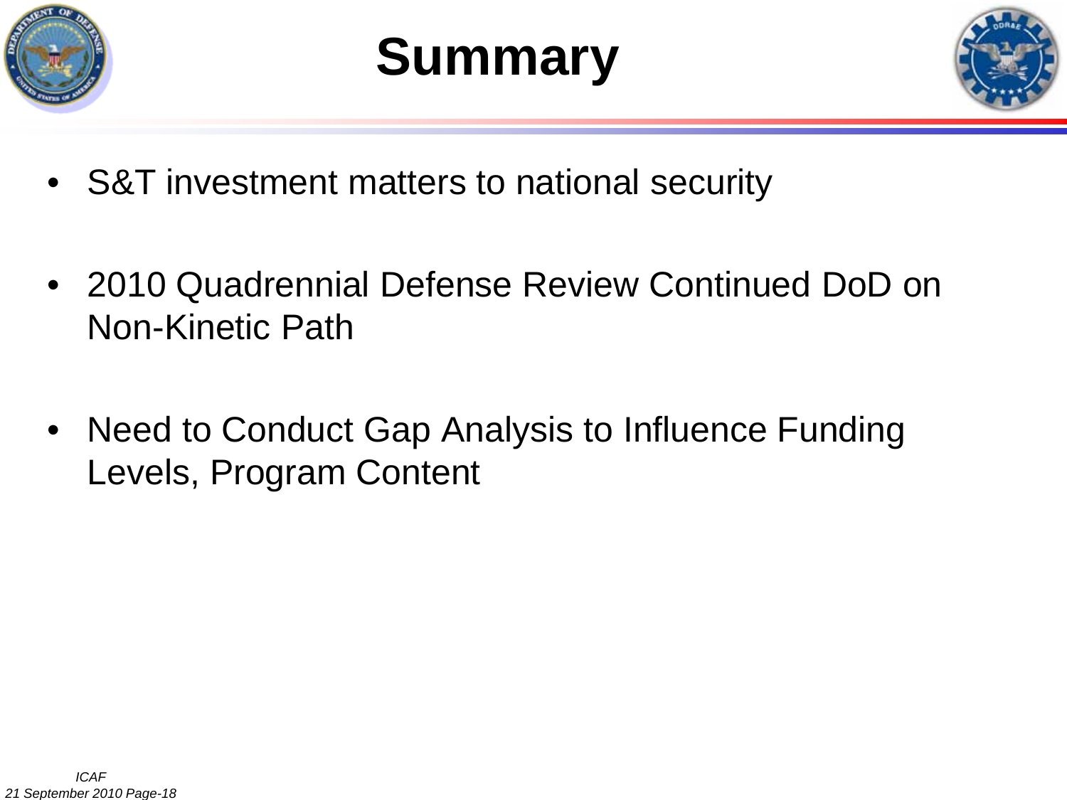# Summary

- S&T investment matters to national security
- 2010 Quadrennial Defense Review Continued DoD on Non-Kinetic Path
- Need to Conduct Gap Analysis to Influence Funding Levels, Program Content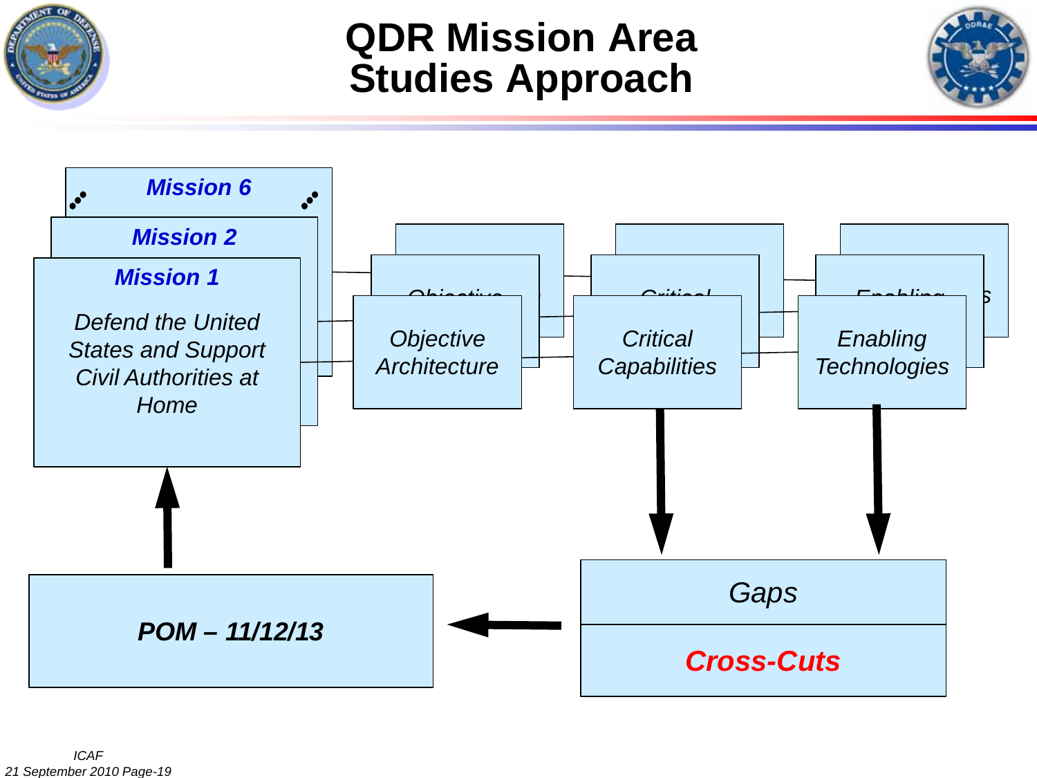# QDR Mission Area Studies Approach

**Mission 6**

**Mission 2**

**Mission 1**

*Defend the United States and Support Civil Authorities at Home*

*Objective Architecture*

*Critical Capabilities*

*Enabling Technologies*

*Gaps*

***Cross-Cuts***

***POM – 11/12/13***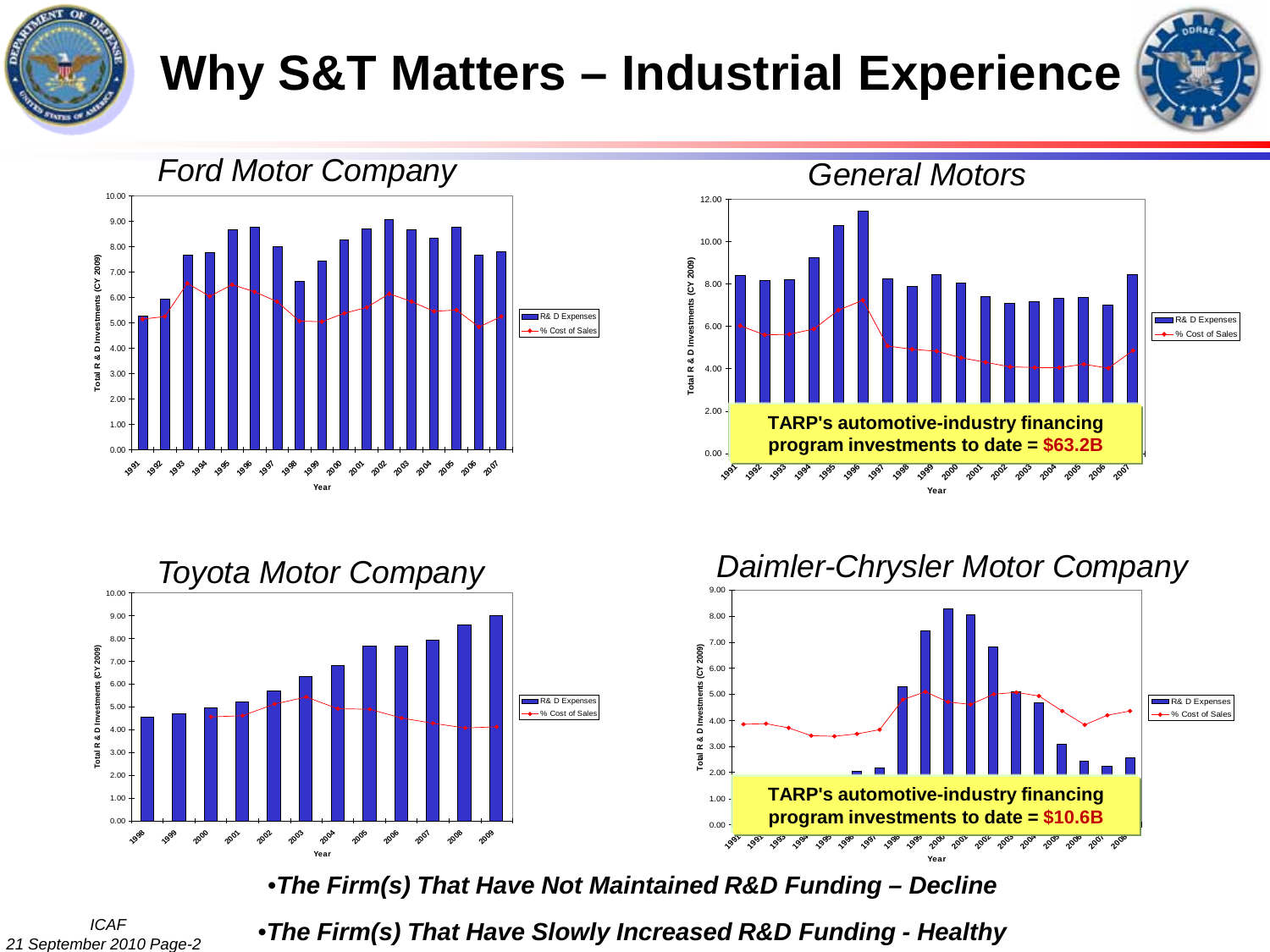# Why S&T Matters – Industrial Experience

*Ford Motor Company*

*General Motors*

**TARP's automotive-industry financing program investments to date = $63.2B**

*Toyota Motor Company*

*Daimler-Chrysler Motor Company*

**TARP's automotive-industry financing program investments to date = $10.6B**

- ***The Firm(s) That Have Not Maintained R&D Funding – Decline***
- ***The Firm(s) That Have Slowly Increased R&D Funding - Healthy***

*ICAF*
*21 September 2010*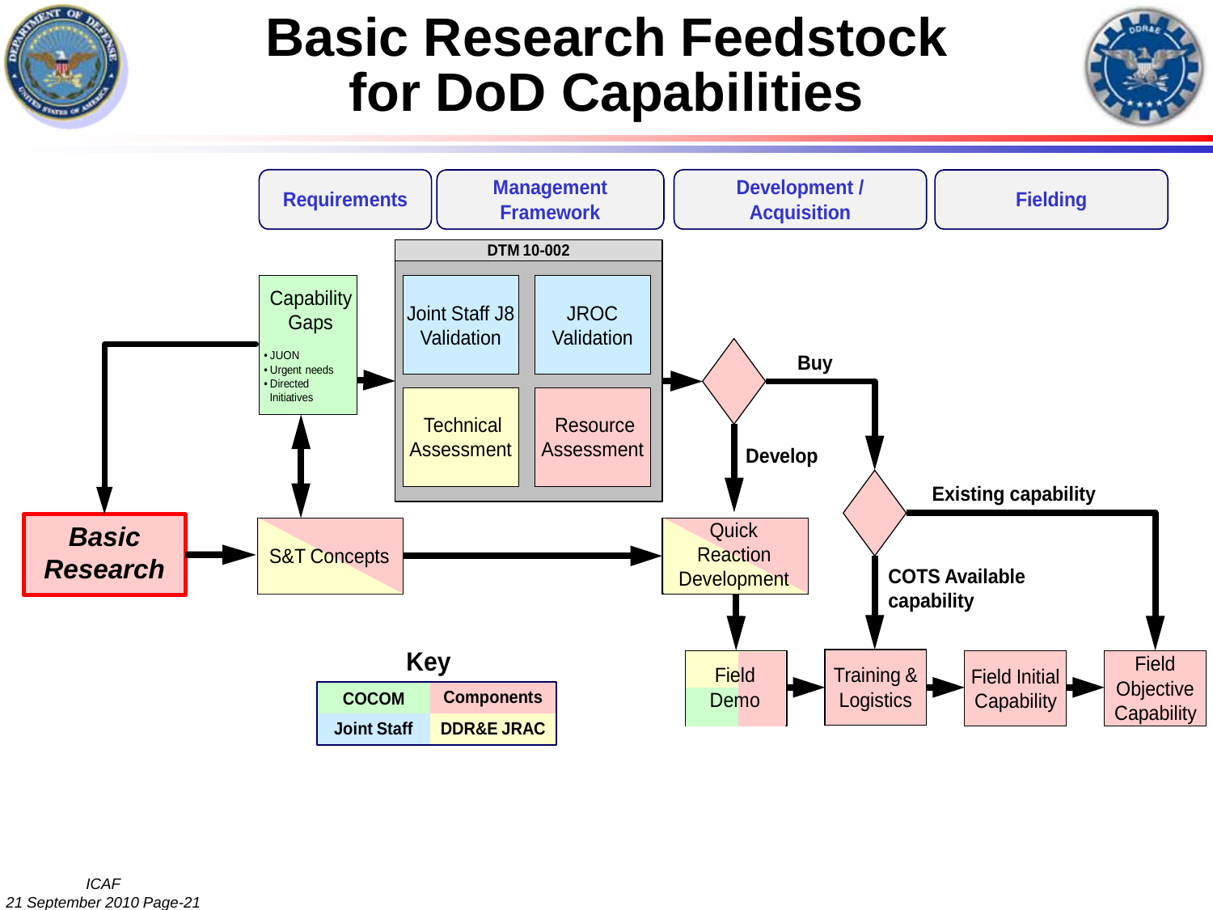# Basic Research Feedstock for DoD Capabilities

**Requirements** | **Management Framework** | **Development / Acquisition** | **Fielding**

**DTM 10-002**

- Joint Staff J8 Validation
- JROC Validation
- Technical Assessment
- Resource Assessment

Capability Gaps

- JUON
- Urgent needs
- Directed Initiatives

***Basic Research***

S&T Concepts

Quick Reaction Development

**Buy**

**Develop**

**Existing capability**

**COTS Available capability**

Field Demo → Training & Logistics → Field Initial Capability → Field Objective Capability

**Key**

| COCOM | Components |
|---|---|
| Joint Staff | DDR&E JRAC |

*ICAF*
*21 September 2010*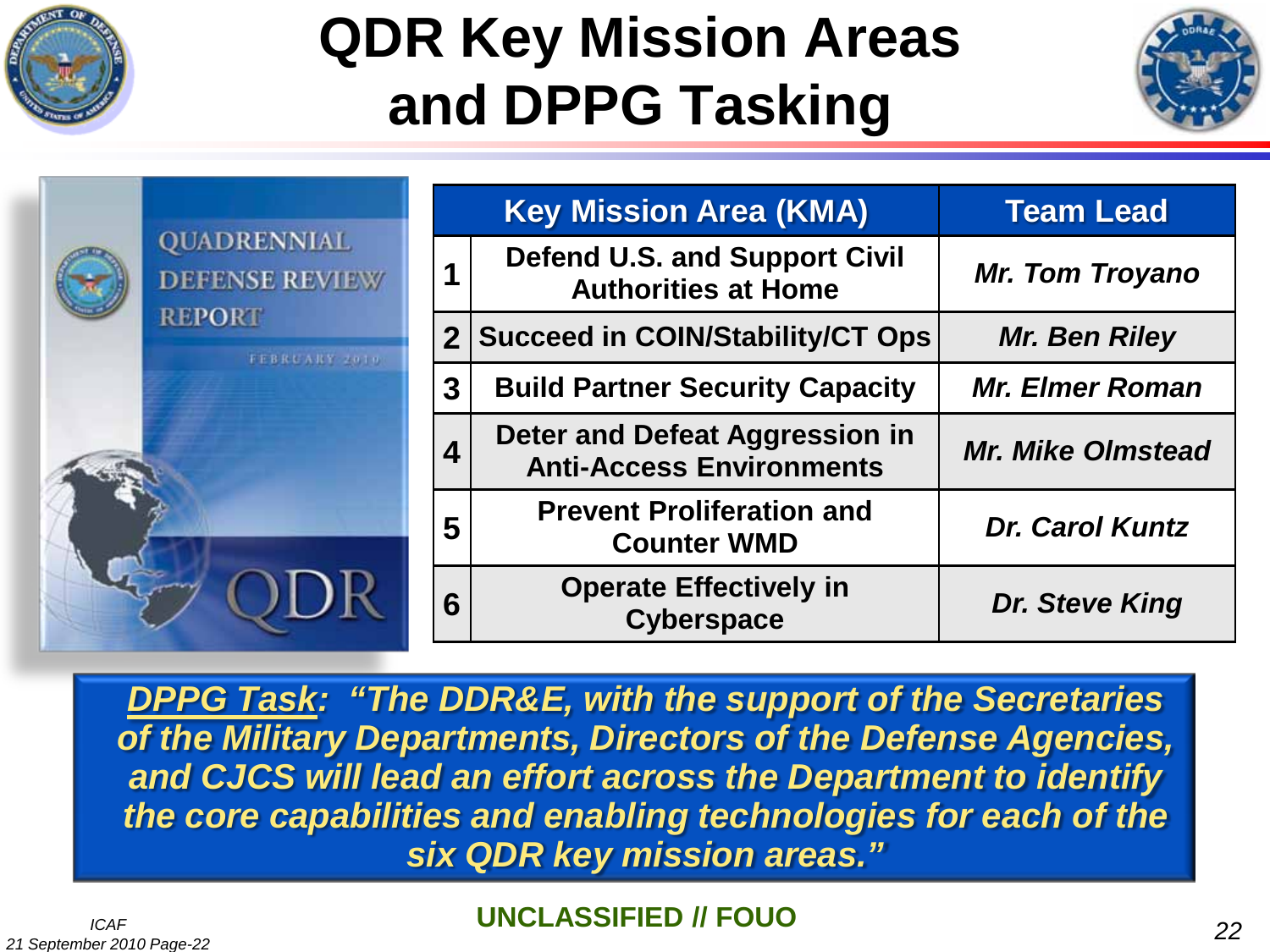# QDR Key Mission Areas and DPPG Tasking

| | Key Mission Area (KMA) | Team Lead |
|---|---|---|
| 1 | Defend U.S. and Support Civil Authorities at Home | *Mr. Tom Troyano* |
| 2 | Succeed in COIN/Stability/CT Ops | *Mr. Ben Riley* |
| 3 | Build Partner Security Capacity | *Mr. Elmer Roman* |
| 4 | Deter and Defeat Aggression in Anti-Access Environments | *Mr. Mike Olmstead* |
| 5 | Prevent Proliferation and Counter WMD | *Dr. Carol Kuntz* |
| 6 | Operate Effectively in Cyberspace | *Dr. Steve King* |

***DPPG Task*: "The DDR&E, with the support of the Secretaries of the Military Departments, Directors of the Defense Agencies, and CJCS will lead an effort across the Department to identify the core capabilities and enabling technologies for each of the six QDR key mission areas."**

UNCLASSIFIED // FOUO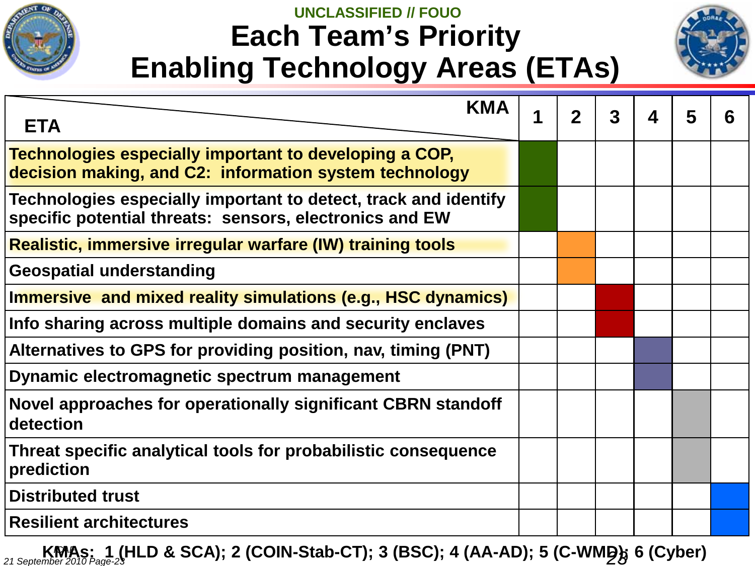UNCLASSIFIED // FOUO

# Each Team's Priority Enabling Technology Areas (ETAs)

| ETA \ KMA | 1 | 2 | 3 | 4 | 5 | 6 |
|---|---|---|---|---|---|---|
| Technologies especially important to developing a COP, decision making, and C2: information system technology | ■ | | | | | |
| Technologies especially important to detect, track and identify specific potential threats: sensors, electronics and EW | ■ | | | | | |
| Realistic, immersive irregular warfare (IW) training tools | | ■ | | | | |
| Geospatial understanding | | ■ | | | | |
| Immersive and mixed reality simulations (e.g., HSC dynamics) | | | ■ | | | |
| Info sharing across multiple domains and security enclaves | | | ■ | | | |
| Alternatives to GPS for providing position, nav, timing (PNT) | | | | ■ | | |
| Dynamic electromagnetic spectrum management | | | | ■ | | |
| Novel approaches for operationally significant CBRN standoff detection | | | | | ■ | |
| Threat specific analytical tools for probabilistic consequence prediction | | | | | ■ | |
| Distributed trust | | | | | | ■ |
| Resilient architectures | | | | | | ■ |

**KMAs: 1 (HLD & SCA); 2 (COIN-Stab-CT); 3 (BSC); 4 (AA-AD); 5 (C-WMD); 6 (Cyber)**

21 September 2010 Page-23